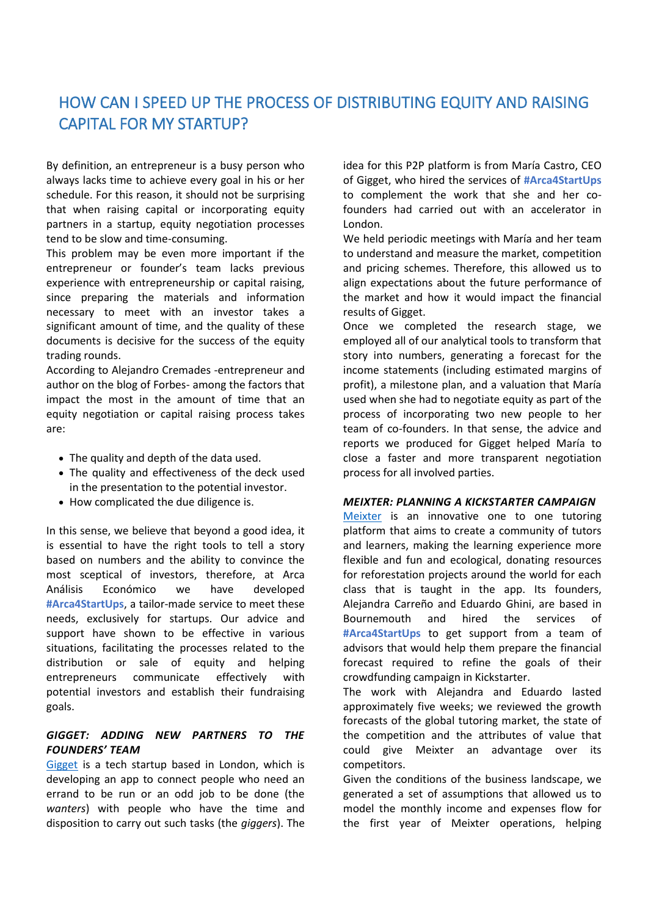# HOW CAN I SPEED UP THE PROCESS OF DISTRIBUTING EQUITY AND RAISING CAPITAL FOR MY STARTUP?

By definition, an entrepreneur is a busy person who always lacks time to achieve every goal in his or her schedule. For this reason, it should not be surprising that when raising capital or incorporating equity partners in a startup, equity negotiation processes tend to be slow and time-consuming.

This problem may be even more important if the entrepreneur or founder's team lacks previous experience with entrepreneurship or capital raising, since preparing the materials and information necessary to meet with an investor takes a significant amount of time, and the quality of these documents is decisive for the success of the equity trading rounds.

According to Alejandro Cremades -entrepreneur and author on the blog of Forbes- among the factors that impact the most in the amount of time that an equity negotiation or capital raising process takes are:

- The quality and depth of the data used.
- The quality and effectiveness of the deck used in the presentation to the potential investor.
- How complicated the due diligence is.

In this sense, we believe that beyond a good idea, it is essential to have the right tools to tell a story based on numbers and the ability to convince the most sceptical of investors, therefore, at Arca Análisis Económico we have developed **#Arca4StartUps**, a tailor-made service to meet these needs, exclusively for startups. Our advice and support have shown to be effective in various situations, facilitating the processes related to the distribution or sale of equity and helping entrepreneurs communicate effectively with potential investors and establish their fundraising goals.

### *GIGGET: ADDING NEW PARTNERS TO THE FOUNDERS' TEAM*

Gigget is a tech startup based in London, which is developing an app to connect people who need an errand to be run or an odd job to be done (the *wanters*) with people who have the time and disposition to carry out such tasks (the *giggers*). The idea for this P2P platform is from María Castro, CEO of Gigget, who hired the services of **#Arca4StartUps** to complement the work that she and her co-founders had carried out with an accelerator in London.

We held periodic meetings with María and her team to understand and measure the market, competition and pricing schemes. Therefore, this allowed us to align expectations about the future performance of the market and how it would impact the financial results of Gigget.

Once we completed the research stage, we employed all of our analytical tools to transform that story into numbers, generating a forecast for the income statements (including estimated margins of profit), a milestone plan, and a valuation that María used when she had to negotiate equity as part of the process of incorporating two new people to her team of co-founders. In that sense, the advice and reports we produced for Gigget helped María to close a faster and more transparent negotiation process for all involved parties.

### *MEIXTER: PLANNING A KICKSTARTER CAMPAIGN*

Meixter is an innovative one to one tutoring platform that aims to create a community of tutors and learners, making the learning experience more flexible and fun and ecological, donating resources for reforestation projects around the world for each class that is taught in the app. Its founders, Alejandra Carreño and Eduardo Ghini, are based in Bournemouth and hired the services of **#Arca4StartUps** to get support from a team of advisors that would help them prepare the financial forecast required to refine the goals of their crowdfunding campaign in Kickstarter.

The work with Alejandra and Eduardo lasted approximately five weeks; we reviewed the growth forecasts of the global tutoring market, the state of the competition and the attributes of value that could give Meixter an advantage over its competitors.

Given the conditions of the business landscape, we generated a set of assumptions that allowed us to model the monthly income and expenses flow for the first year of Meixter operations, helping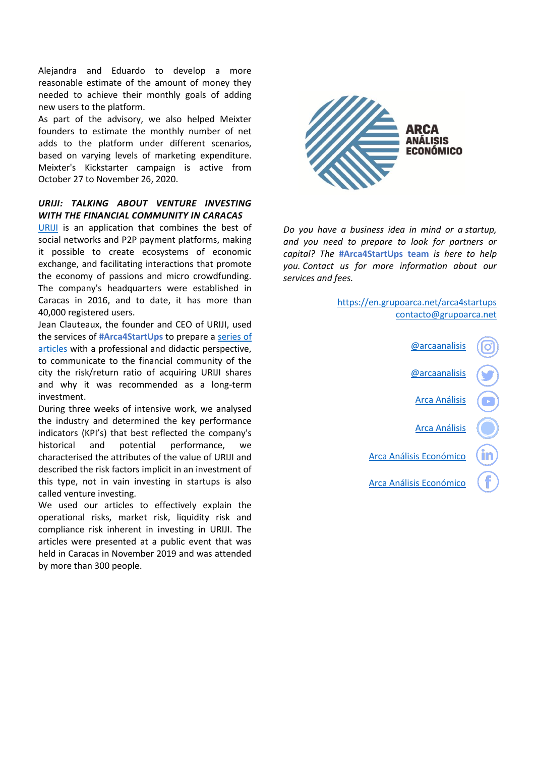Alejandra and Eduardo to develop a more reasonable estimate of the amount of money they needed to achieve their monthly goals of adding new users to the platform.

As part of the advisory, we also helped Meixter founders to estimate the monthly number of net adds to the platform under different scenarios, based on varying levels of marketing expenditure. Meixter's Kickstarter campaign is active from October 27 to November 26, 2020.

### *URIJI: TALKING ABOUT VENTURE INVESTING WITH THE FINANCIAL COMMUNITY IN CARACAS*

URIJI is an application that combines the best of social networks and P2P payment platforms, making it possible to create ecosystems of economic exchange, and facilitating interactions that promote the economy of passions and micro crowdfunding. The company's headquarters were established in Caracas in 2016, and to date, it has more than 40,000 registered users.

Jean Clauteaux, the founder and CEO of URIJI, used the services of **#Arca4StartUps** to prepare a series of articles with a professional and didactic perspective, to communicate to the financial community of the city the risk/return ratio of acquiring URIJI shares and why it was recommended as a long-term investment.

During three weeks of intensive work, we analysed the industry and determined the key performance indicators (KPI's) that best reflected the company's historical and potential performance, we characterised the attributes of the value of URIJI and described the risk factors implicit in an investment of this type, not in vain investing in startups is also called venture investing.

We used our articles to effectively explain the operational risks, market risk, liquidity risk and compliance risk inherent in investing in URIJI. The articles were presented at a public event that was held in Caracas in November 2019 and was attended by more than 300 people.

ARCA ANÁLISIS ECONÓMICO

*Do you have a business idea in mind or a startup, and you need to prepare to look for partners or capital? The **#Arca4StartUps team** is here to help you. Contact us for more information about our services and fees.*

https://en.grupoarca.net/arca4startups
contacto@grupoarca.net

@arcaanalisis

@arcaanalisis

Arca Análisis

Arca Análisis

Arca Análisis Económico

Arca Análisis Económico